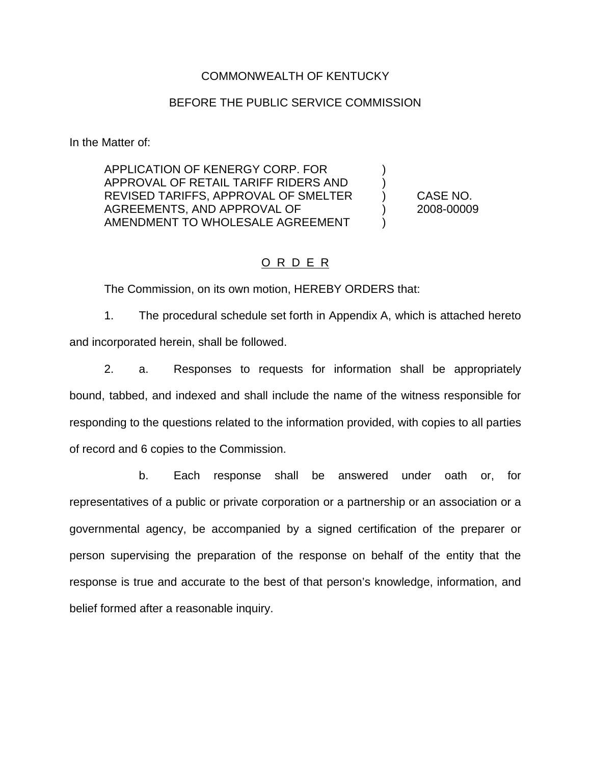COMMONWEALTH OF KENTUCKY

BEFORE THE PUBLIC SERVICE COMMISSION

In the Matter of:

| | | |
|---|---|---|
| APPLICATION OF KENERGY CORP. FOR APPROVAL OF RETAIL TARIFF RIDERS AND REVISED TARIFFS, APPROVAL OF SMELTER AGREEMENTS, AND APPROVAL OF AMENDMENT TO WHOLESALE AGREEMENT | ) ) ) ) ) | CASE NO. 2008-00009 |

<u>O R D E R</u>

The Commission, on its own motion, HEREBY ORDERS that:

1. The procedural schedule set forth in Appendix A, which is attached hereto and incorporated herein, shall be followed.

2. a. Responses to requests for information shall be appropriately bound, tabbed, and indexed and shall include the name of the witness responsible for responding to the questions related to the information provided, with copies to all parties of record and 6 copies to the Commission.

b. Each response shall be answered under oath or, for representatives of a public or private corporation or a partnership or an association or a governmental agency, be accompanied by a signed certification of the preparer or person supervising the preparation of the response on behalf of the entity that the response is true and accurate to the best of that person's knowledge, information, and belief formed after a reasonable inquiry.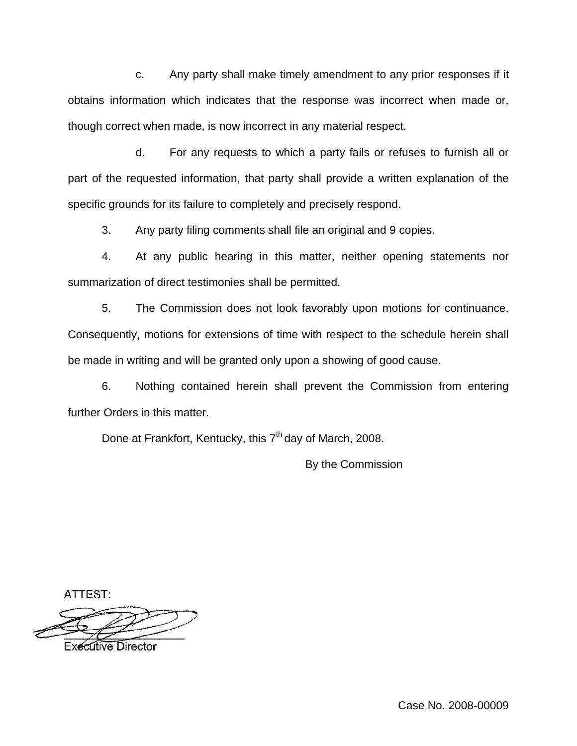c. Any party shall make timely amendment to any prior responses if it obtains information which indicates that the response was incorrect when made or, though correct when made, is now incorrect in any material respect.

d. For any requests to which a party fails or refuses to furnish all or part of the requested information, that party shall provide a written explanation of the specific grounds for its failure to completely and precisely respond.

3. Any party filing comments shall file an original and 9 copies.

4. At any public hearing in this matter, neither opening statements nor summarization of direct testimonies shall be permitted.

5. The Commission does not look favorably upon motions for continuance. Consequently, motions for extensions of time with respect to the schedule herein shall be made in writing and will be granted only upon a showing of good cause.

6. Nothing contained herein shall prevent the Commission from entering further Orders in this matter.

Done at Frankfort, Kentucky, this 7th day of March, 2008.

By the Commission

ATTEST:

Executive Director

Case No. 2008-00009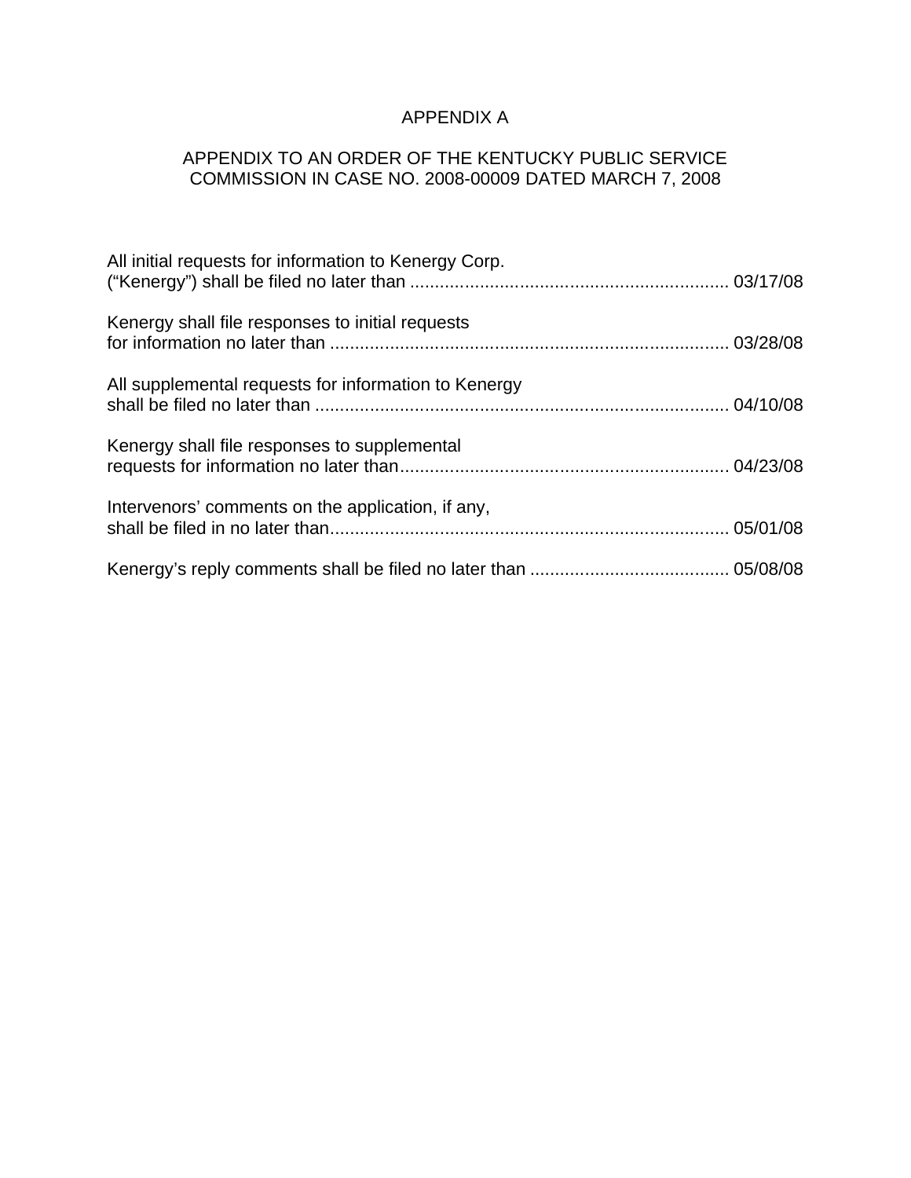# APPENDIX A

## APPENDIX TO AN ORDER OF THE KENTUCKY PUBLIC SERVICE COMMISSION IN CASE NO. 2008-00009 DATED MARCH 7, 2008

All initial requests for information to Kenergy Corp. ("Kenergy") shall be filed no later than ................................................................ 03/17/08

Kenergy shall file responses to initial requests for information no later than ................................................................................ 03/28/08

All supplemental requests for information to Kenergy shall be filed no later than ................................................................................... 04/10/08

Kenergy shall file responses to supplemental requests for information no later than.................................................................. 04/23/08

Intervenors' comments on the application, if any, shall be filed in no later than................................................................................ 05/01/08

Kenergy's reply comments shall be filed no later than ....................................... 05/08/08